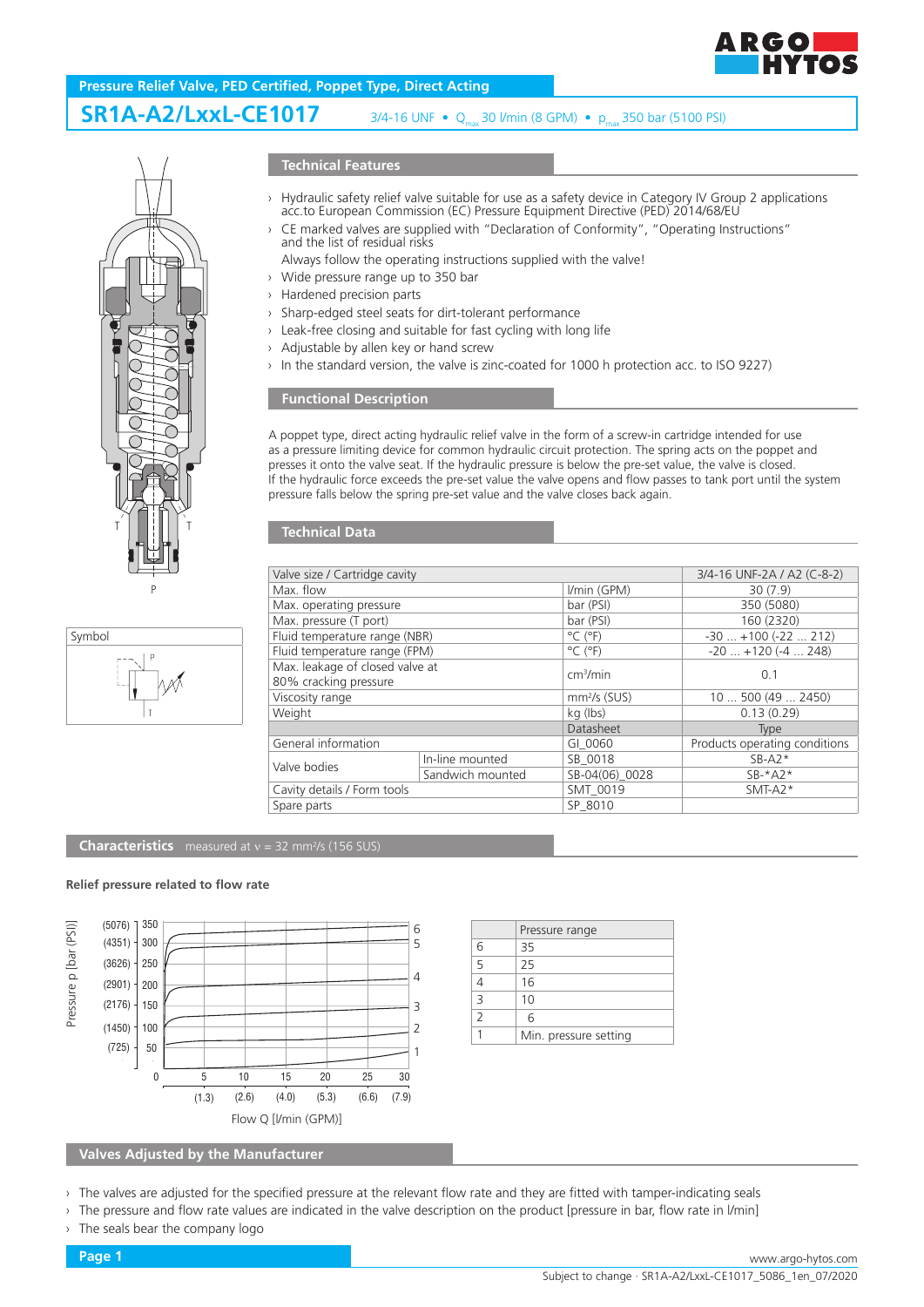Pressure Relief Valve, PED Certified, Poppet Type, Direct Acting

# SR1A-A2/LxxL-CE1017

3/4-16 UNF • $Q_{max}$ 30 l/min (8 GPM) • $p_{max}$ 350 bar (5100 PSI)

T T

P

Symbol

## Technical Features

- Hydraulic safety relief valve suitable for use as a safety device in Category IV Group 2 applications acc.to European Commission (EC) Pressure Equipment Directive (PED) 2014/68/EU
- CE marked valves are supplied with "Declaration of Conformity", "Operating Instructions" and the list of residual risks

  Always follow the operating instructions supplied with the valve!
- Wide pressure range up to 350 bar
- Hardened precision parts
- Sharp-edged steel seats for dirt-tolerant performance
- Leak-free closing and suitable for fast cycling with long life
- Adjustable by allen key or hand screw
- In the standard version, the valve is zinc-coated for 1000 h protection acc. to ISO 9227)

## Functional Description

A poppet type, direct acting hydraulic relief valve in the form of a screw-in cartridge intended for use as a pressure limiting device for common hydraulic circuit protection. The spring acts on the poppet and presses it onto the valve seat. If the hydraulic pressure is below the pre-set value, the valve is closed. If the hydraulic force exceeds the pre-set value the valve opens and flow passes to tank port until the system pressure falls below the spring pre-set value and the valve closes back again.

## Technical Data

| Valve size / Cartridge cavity | | | 3/4-16 UNF-2A / A2 (C-8-2) |
|---|---|---|---|
| Max. flow | | l/min (GPM) | 30 (7.9) |
| Max. operating pressure | | bar (PSI) | 350 (5080) |
| Max. pressure (T port) | | bar (PSI) | 160 (2320) |
| Fluid temperature range (NBR) | | °C (°F) | -30 ... +100 (-22 ... 212) |
| Fluid temperature range (FPM) | | °C (°F) | -20 ... +120 (-4 ... 248) |
| Max. leakage of closed valve at 80% cracking pressure | | $cm^3$/min | 0.1 |
| Viscosity range | | $mm^2$/s (SUS) | 10 ... 500 (49 ... 2450) |
| Weight | | kg (lbs) | 0.13 (0.29) |
| | | Datasheet | Type |
| General information | | GI_0060 | Products operating conditions |
| Valve bodies | In-line mounted | SB_0018 | SB-A2* |
| | Sandwich mounted | SB-04(06)_0028 | SB-*A2* |
| Cavity details / Form tools | | SMT_0019 | SMT-A2* |
| Spare parts | | SP_8010 | |

## Characteristics measured at ν = 32 $mm^2$/s (156 SUS)

**Relief pressure related to flow rate**

Pressure p [bar (PSI)]: 0, 50 (725), 100 (1450), 150 (2176), 200 (2901), 250 (3626), 300 (4351), 350 (5076)

Flow Q [l/min (GPM)]: 0, 5 (1.3), 10 (2.6), 15 (4.0), 20 (5.3), 25 (6.6), 30 (7.9)

Curves: 1, 2, 3, 4, 5, 6

| | Pressure range |
|---|---|
| 6 | 35 |
| 5 | 25 |
| 4 | 16 |
| 3 | 10 |
| 2 | 6 |
| 1 | Min. pressure setting |

## Valves Adjusted by the Manufacturer

- The valves are adjusted for the specified pressure at the relevant flow rate and they are fitted with tamper-indicating seals
- The pressure and flow rate values are indicated in the valve description on the product [pressure in bar, flow rate in l/min]
- The seals bear the company logo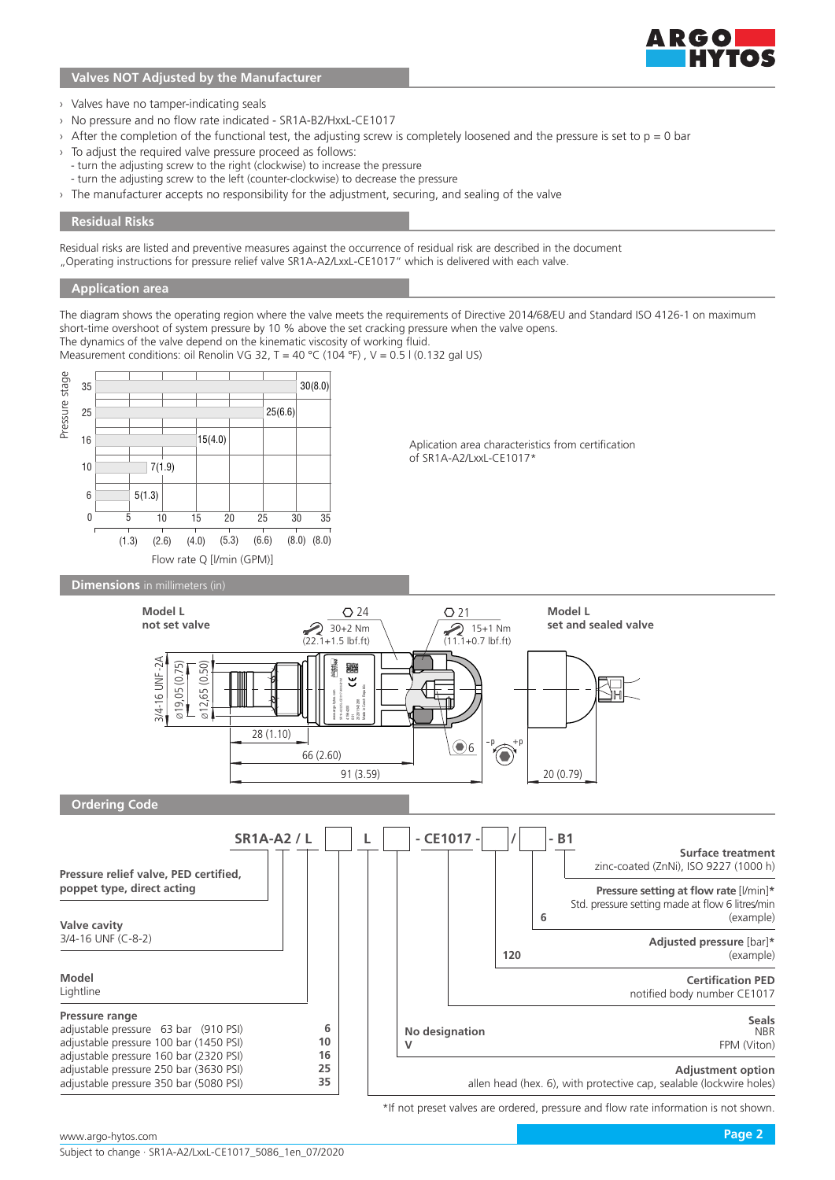## Valves NOT Adjusted by the Manufacturer

- Valves have no tamper-indicating seals
- No pressure and no flow rate indicated - SR1A-B2/HxxL-CE1017
- After the completion of the functional test, the adjusting screw is completely loosened and the pressure is set to p = 0 bar
- To adjust the required valve pressure proceed as follows:
  - turn the adjusting screw to the right (clockwise) to increase the pressure
  - turn the adjusting screw to the left (counter-clockwise) to decrease the pressure
- The manufacturer accepts no responsibility for the adjustment, securing, and sealing of the valve

## Residual Risks

Residual risks are listed and preventive measures against the occurrence of residual risk are described in the document „Operating instructions for pressure relief valve SR1A-A2/LxxL-CE1017" which is delivered with each valve.

## Application area

The diagram shows the operating region where the valve meets the requirements of Directive 2014/68/EU and Standard ISO 4126-1 on maximum short-time overshoot of system pressure by 10 % above the set cracking pressure when the valve opens.
The dynamics of the valve depend on the kinematic viscosity of working fluid.
Measurement conditions: oil Renolin VG 32, T = 40 °C (104 °F) , V = 0.5 l (0.132 gal US)

Pressure stage
35
25
16
10
6
0
5(1.3)
7(1.9)
15(4.0)
25(6.6)
30(8.0)
5 10 15 20 25 30 35
(1.3) (2.6) (4.0) (5.3) (6.6) (8.0) (8.0)
Flow rate Q [l/min (GPM)]

Aplication area characteristics from certification of SR1A-A2/LxxL-CE1017*

## Dimensions in millimeters (in)

Model L
not set valve

Model L
set and sealed valve

24
30+2 Nm
(22.1+1.5 lbf.ft)
21
15+1 Nm
(11.1+0.7 lbf.ft)
3/4-16 UNF-2A
ø19,05 (0.75)
ø12,65 (0.50)
28 (1.10)
66 (2.60)
91 (3.59)
6
-p +p
20 (0.79)

## Ordering Code

SR1A-A2 / L [ ] L [ ] - CE1017 - [ ] / [ ] - B1

**Pressure relief valve, PED certified, poppet type, direct acting**

**Valve cavity**
3/4-16 UNF (C-8-2)

**Model**
Lightline

**Pressure range**

| | |
|---|---|
| adjustable pressure 63 bar (910 PSI) | **6** |
| adjustable pressure 100 bar (1450 PSI) | **10** |
| adjustable pressure 160 bar (2320 PSI) | **16** |
| adjustable pressure 250 bar (3630 PSI) | **25** |
| adjustable pressure 350 bar (5080 PSI) | **35** |

**Surface treatment**
zinc-coated (ZnNi), ISO 9227 (1000 h)

**Pressure setting at flow rate** [l/min]*
Std. pressure setting made at flow 6 litres/min
**6** (example)

**Adjusted pressure** [bar]*
**120** (example)

**Certification PED**
notified body number CE1017

**Seals**

| | |
|---|---|
| **No designation** | NBR |
| **V** | FPM (Viton) |

**Adjustment option**
allen head (hex. 6), with protective cap, sealable (lockwire holes)

*If not preset valves are ordered, pressure and flow rate information is not shown.

www.argo-hytos.com
Subject to change · SR1A-A2/LxxL-CE1017_5086_1en_07/2020